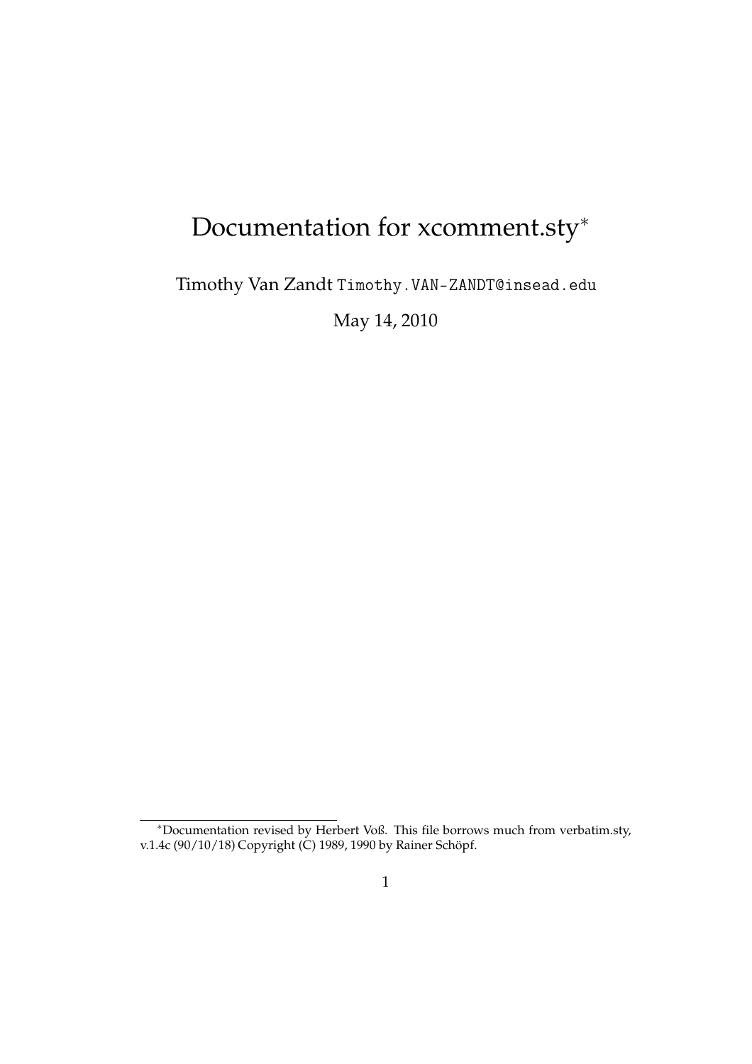# Documentation for xcomment.sty*

Timothy Van Zandt `Timothy.VAN-ZANDT@insead.edu`

May 14, 2010

*Documentation revised by Herbert Voß. This file borrows much from verbatim.sty, v.1.4c (90/10/18) Copyright (C) 1989, 1990 by Rainer Schöpf.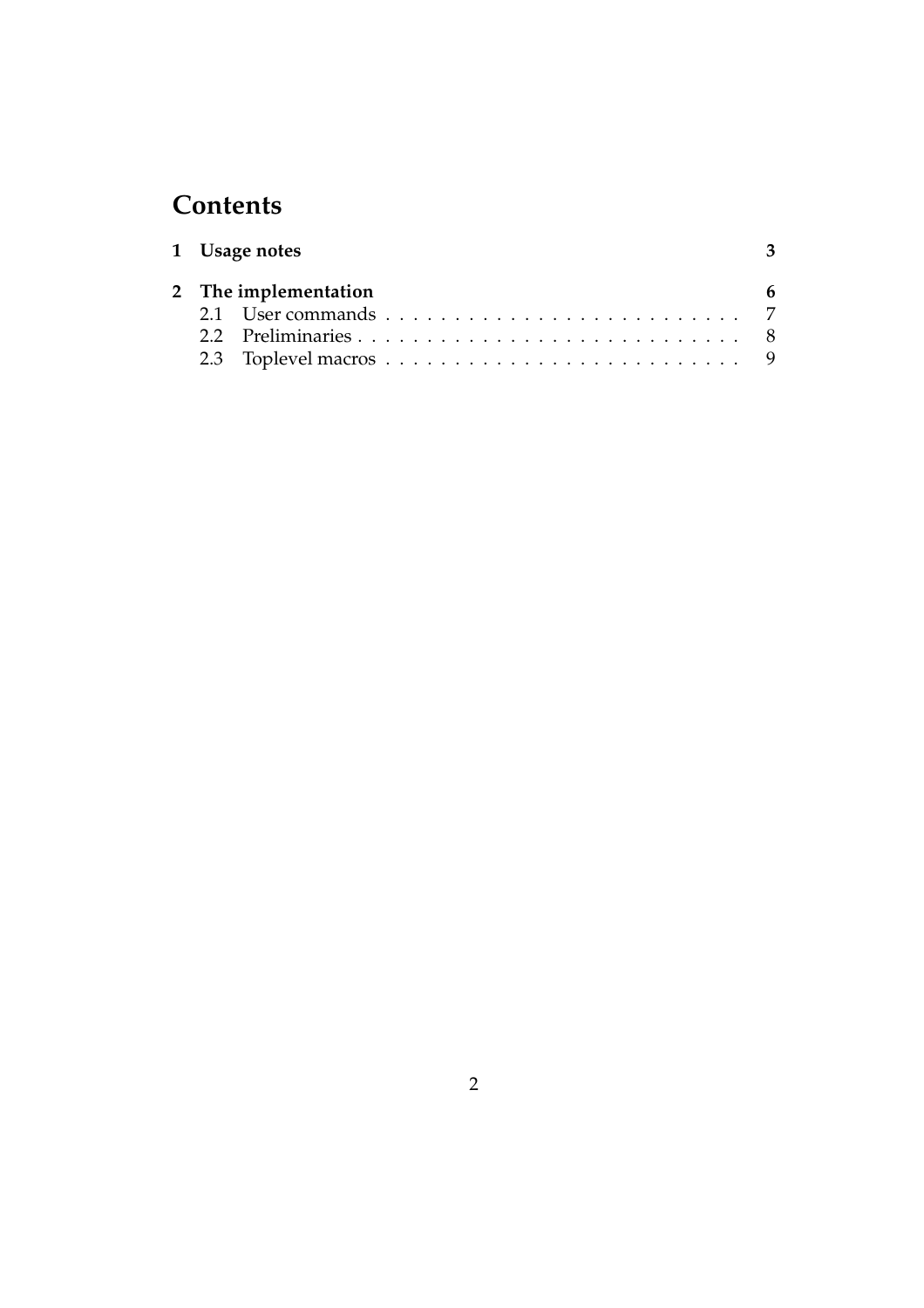# Contents

**1 Usage notes** **3**

**2 The implementation** **6**

2.1 User commands . . . . . . . . . . . . . . . . . . . . . . . . . 7

2.2 Preliminaries . . . . . . . . . . . . . . . . . . . . . . . . . . 8

2.3 Toplevel macros . . . . . . . . . . . . . . . . . . . . . . . . 9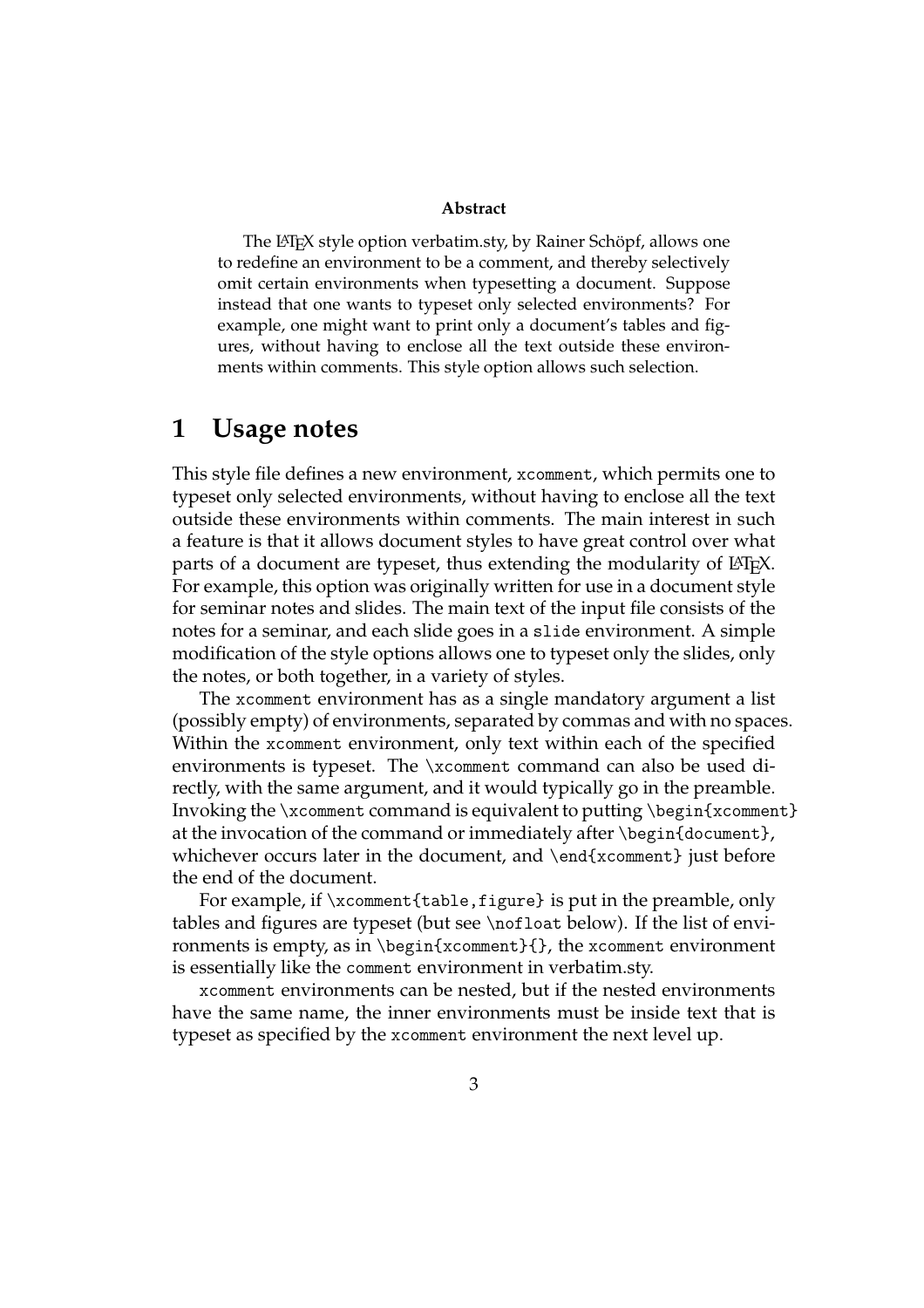**Abstract**

The LaTeX style option verbatim.sty, by Rainer Schöpf, allows one to redefine an environment to be a comment, and thereby selectively omit certain environments when typesetting a document. Suppose instead that one wants to typeset only selected environments? For example, one might want to print only a document's tables and figures, without having to enclose all the text outside these environments within comments. This style option allows such selection.

# 1 Usage notes

This style file defines a new environment, `xcomment`, which permits one to typeset only selected environments, without having to enclose all the text outside these environments within comments. The main interest in such a feature is that it allows document styles to have great control over what parts of a document are typeset, thus extending the modularity of LaTeX. For example, this option was originally written for use in a document style for seminar notes and slides. The main text of the input file consists of the notes for a seminar, and each slide goes in a `slide` environment. A simple modification of the style options allows one to typeset only the slides, only the notes, or both together, in a variety of styles.

The `xcomment` environment has as a single mandatory argument a list (possibly empty) of environments, separated by commas and with no spaces. Within the `xcomment` environment, only text within each of the specified environments is typeset. The `\xcomment` command can also be used directly, with the same argument, and it would typically go in the preamble. Invoking the `\xcomment` command is equivalent to putting `\begin{xcomment}` at the invocation of the command or immediately after `\begin{document}`, whichever occurs later in the document, and `\end{xcomment}` just before the end of the document.

For example, if `\xcomment{table,figure}` is put in the preamble, only tables and figures are typeset (but see `\nofloat` below). If the list of environments is empty, as in `\begin{xcomment}{}`, the `xcomment` environment is essentially like the `comment` environment in verbatim.sty.

`xcomment` environments can be nested, but if the nested environments have the same name, the inner environments must be inside text that is typeset as specified by the `xcomment` environment the next level up.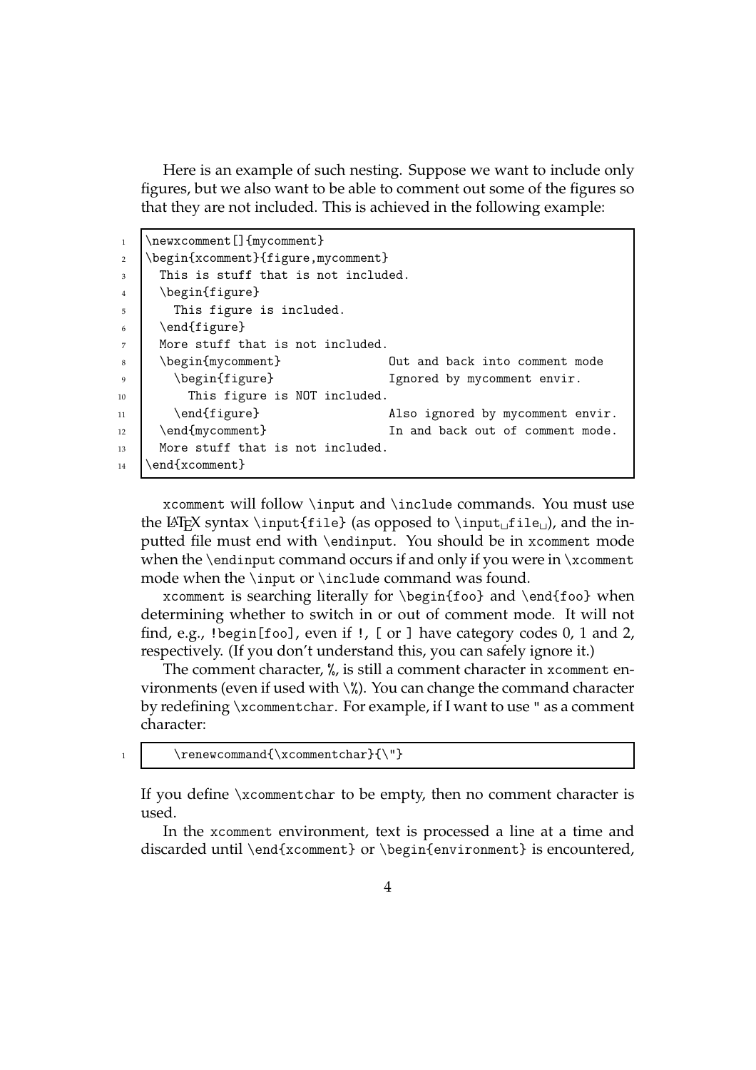Here is an example of such nesting. Suppose we want to include only figures, but we also want to be able to comment out some of the figures so that they are not included. This is achieved in the following example:

```
\newxcomment[]{mycomment}
\begin{xcomment}{figure,mycomment}
  This is stuff that is not included.
  \begin{figure}
    This figure is included.
  \end{figure}
  More stuff that is not included.
  \begin{mycomment}              Out and back into comment mode
    \begin{figure}               Ignored by mycomment envir.
      This figure is NOT included.
    \end{figure}                 Also ignored by mycomment envir.
  \end{mycomment}                In and back out of comment mode.
  More stuff that is not included.
\end{xcomment}
```

xcomment will follow \input and \include commands. You must use the LaTeX syntax \input{file} (as opposed to \input␣file␣), and the inputted file must end with \endinput. You should be in xcomment mode when the \endinput command occurs if and only if you were in \xcomment mode when the \input or \include command was found.

xcomment is searching literally for \begin{foo} and \end{foo} when determining whether to switch in or out of comment mode. It will not find, e.g., !begin[foo], even if !, [ or ] have category codes 0, 1 and 2, respectively. (If you don't understand this, you can safely ignore it.)

The comment character, %, is still a comment character in xcomment environments (even if used with \%). You can change the command character by redefining \xcommentchar. For example, if I want to use " as a comment character:

```
    \renewcommand{\xcommentchar}{\"}
```

If you define \xcommentchar to be empty, then no comment character is used.

In the xcomment environment, text is processed a line at a time and discarded until \end{xcomment} or \begin{environment} is encountered,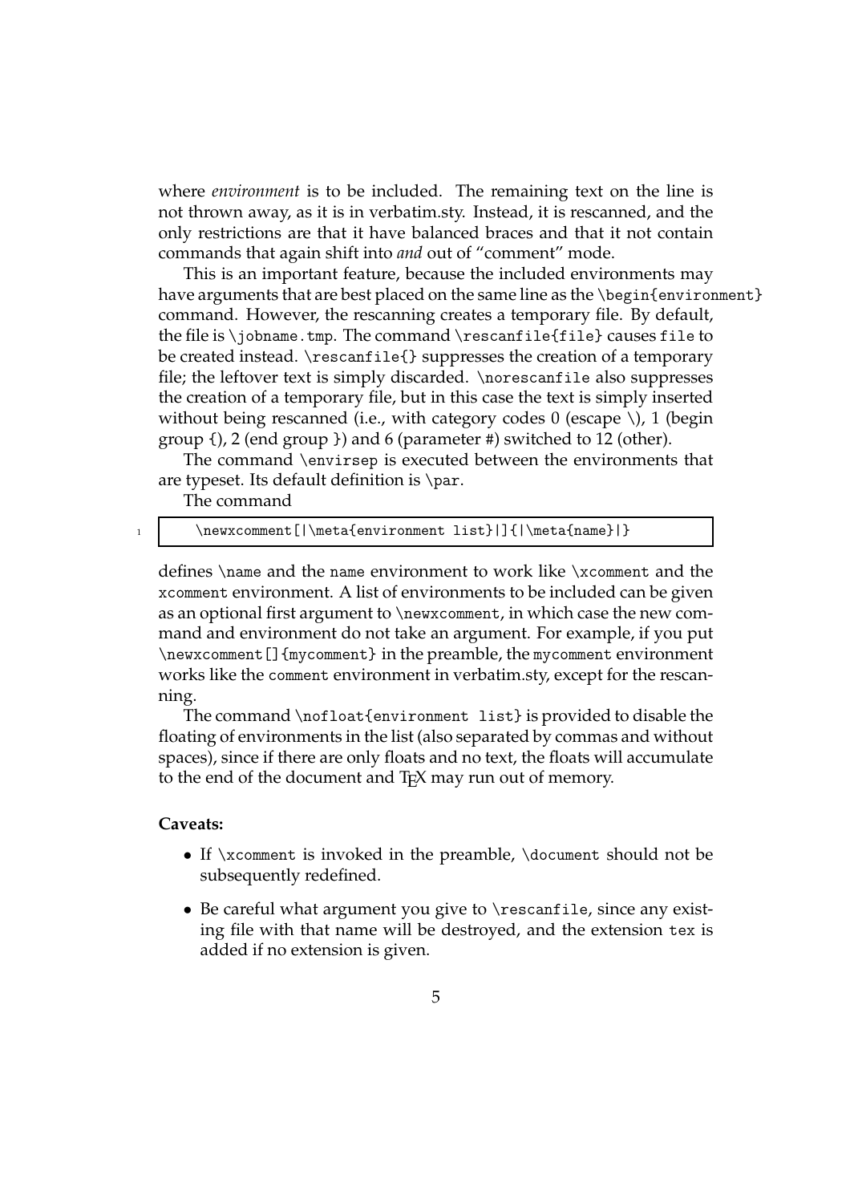where *environment* is to be included. The remaining text on the line is not thrown away, as it is in verbatim.sty. Instead, it is rescanned, and the only restrictions are that it have balanced braces and that it not contain commands that again shift into *and* out of "comment" mode.

This is an important feature, because the included environments may have arguments that are best placed on the same line as the `\begin{environment}` command. However, the rescanning creates a temporary file. By default, the file is `\jobname.tmp`. The command `\rescanfile{file}` causes `file` to be created instead. `\rescanfile{}` suppresses the creation of a temporary file; the leftover text is simply discarded. `\norescanfile` also suppresses the creation of a temporary file, but in this case the text is simply inserted without being rescanned (i.e., with category codes 0 (escape `\`), 1 (begin group `{`), 2 (end group `}`) and 6 (parameter `#`) switched to 12 (other).

The command `\envirsep` is executed between the environments that are typeset. Its default definition is `\par`.

The command

```
\newxcomment[|\meta{environment list}|]{|\meta{name}|}
```

defines `\name` and the `name` environment to work like `\xcomment` and the `xcomment` environment. A list of environments to be included can be given as an optional first argument to `\newxcomment`, in which case the new command and environment do not take an argument. For example, if you put `\newxcomment[]{mycomment}` in the preamble, the `mycomment` environment works like the `comment` environment in verbatim.sty, except for the rescanning.

The command `\nofloat{environment list}` is provided to disable the floating of environments in the list (also separated by commas and without spaces), since if there are only floats and no text, the floats will accumulate to the end of the document and TeX may run out of memory.

**Caveats:**

- If `\xcomment` is invoked in the preamble, `\document` should not be subsequently redefined.
- Be careful what argument you give to `\rescanfile`, since any existing file with that name will be destroyed, and the extension `tex` is added if no extension is given.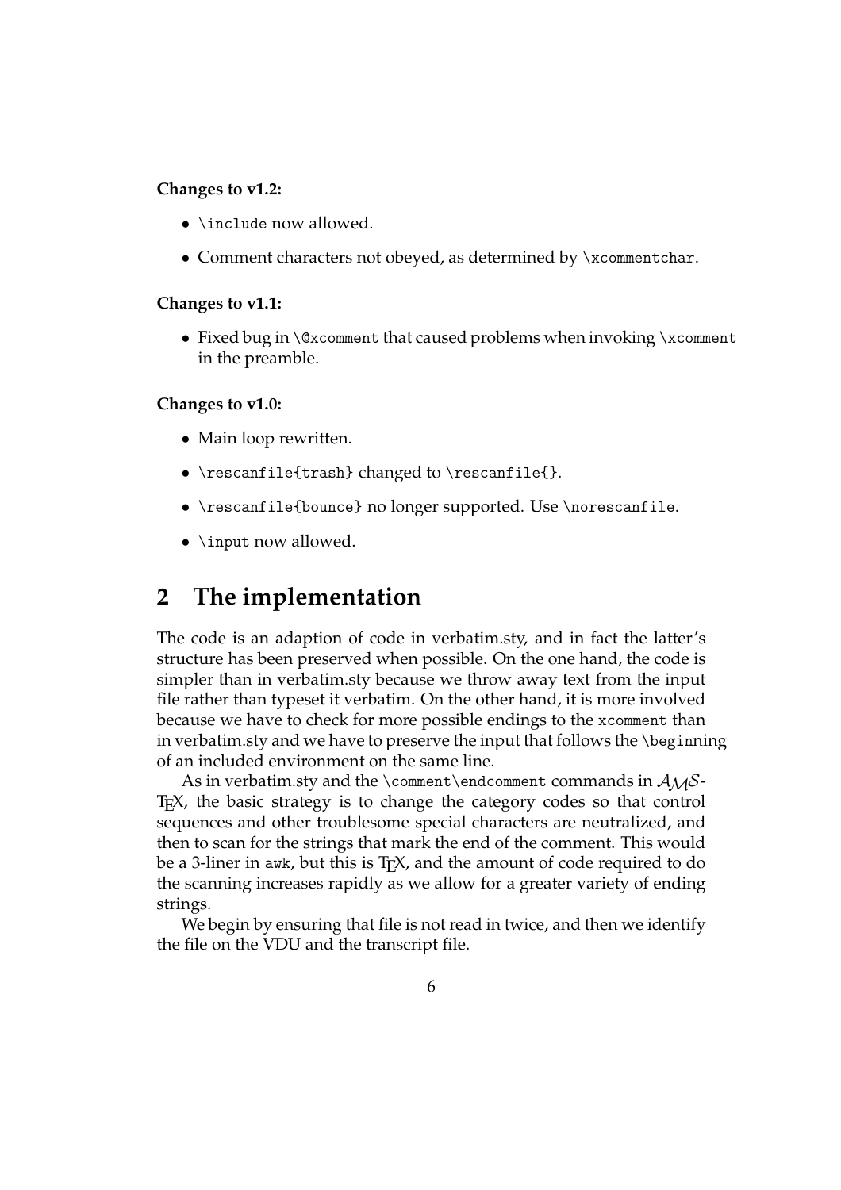**Changes to v1.2:**

- `\include` now allowed.
- Comment characters not obeyed, as determined by `\xcommentchar`.

**Changes to v1.1:**

- Fixed bug in `\@xcomment` that caused problems when invoking `\xcomment` in the preamble.

**Changes to v1.0:**

- Main loop rewritten.
- `\rescanfile{trash}` changed to `\rescanfile{}`.
- `\rescanfile{bounce}` no longer supported. Use `\norescanfile`.
- `\input` now allowed.

## 2 The implementation

The code is an adaption of code in verbatim.sty, and in fact the latter's structure has been preserved when possible. On the one hand, the code is simpler than in verbatim.sty because we throw away text from the input file rather than typeset it verbatim. On the other hand, it is more involved because we have to check for more possible endings to the `xcomment` than in verbatim.sty and we have to preserve the input that follows the `\begin`ning of an included environment on the same line.

As in verbatim.sty and the `\comment\endcomment` commands in $\mathcal{A}\mathcal{M}\mathcal{S}$-TEX, the basic strategy is to change the category codes so that control sequences and other troublesome special characters are neutralized, and then to scan for the strings that mark the end of the comment. This would be a 3-liner in `awk`, but this is TEX, and the amount of code required to do the scanning increases rapidly as we allow for a greater variety of ending strings.

We begin by ensuring that file is not read in twice, and then we identify the file on the VDU and the transcript file.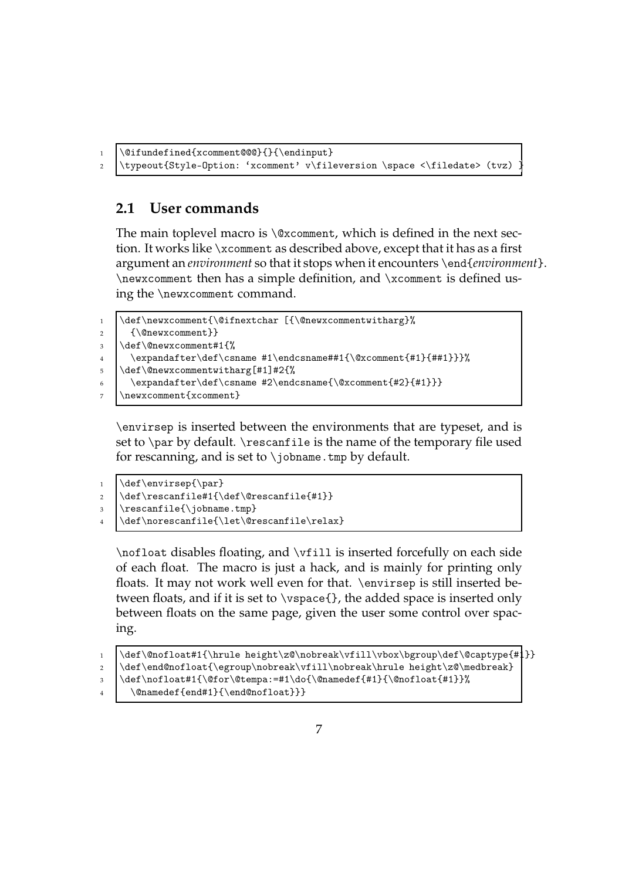```
\@ifundefined{xcomment@@@}{}{\endinput}
\typeout{Style-Option: `xcomment' v\fileversion \space <\filedate> (tvz) }
```

## 2.1 User commands

The main toplevel macro is `\@xcomment`, which is defined in the next section. It works like `\xcomment` as described above, except that it has as a first argument an *environment* so that it stops when it encounters `\end{`*environment*`}`. `\newxcomment` then has a simple definition, and `\xcomment` is defined using the `\newxcomment` command.

```
\def\newxcomment{\@ifnextchar [{\@newxcommentwitharg}%
  {\@newxcomment}}
\def\@newxcomment#1{%
  \expandafter\def\csname #1\endcsname##1{\@xcomment{#1}{##1}}}%
\def\@newxcommentwitharg[#1]#2{%
  \expandafter\def\csname #2\endcsname{\@xcomment{#2}{#1}}}
\newxcomment{xcomment}
```

`\envirsep` is inserted between the environments that are typeset, and is set to `\par` by default. `\rescanfile` is the name of the temporary file used for rescanning, and is set to `\jobname.tmp` by default.

```
\def\envirsep{\par}
\def\rescanfile#1{\def\@rescanfile{#1}}
\rescanfile{\jobname.tmp}
\def\norescanfile{\let\@rescanfile\relax}
```

`\nofloat` disables floating, and `\vfill` is inserted forcefully on each side of each float. The macro is just a hack, and is mainly for printing only floats. It may not work well even for that. `\envirsep` is still inserted between floats, and if it is set to `\vspace{}`, the added space is inserted only between floats on the same page, given the user some control over spacing.

```
\def\@nofloat#1{\hrule height\z@\nobreak\vfill\vbox\bgroup\def\@captype{#1}}
\def\end@nofloat{\egroup\nobreak\vfill\nobreak\hrule height\z@\medbreak}
\def\nofloat#1{\@for\@tempa:=#1\do{\@namedef{#1}{\@nofloat{#1}}%
  \@namedef{end#1}{\end@nofloat}}}
```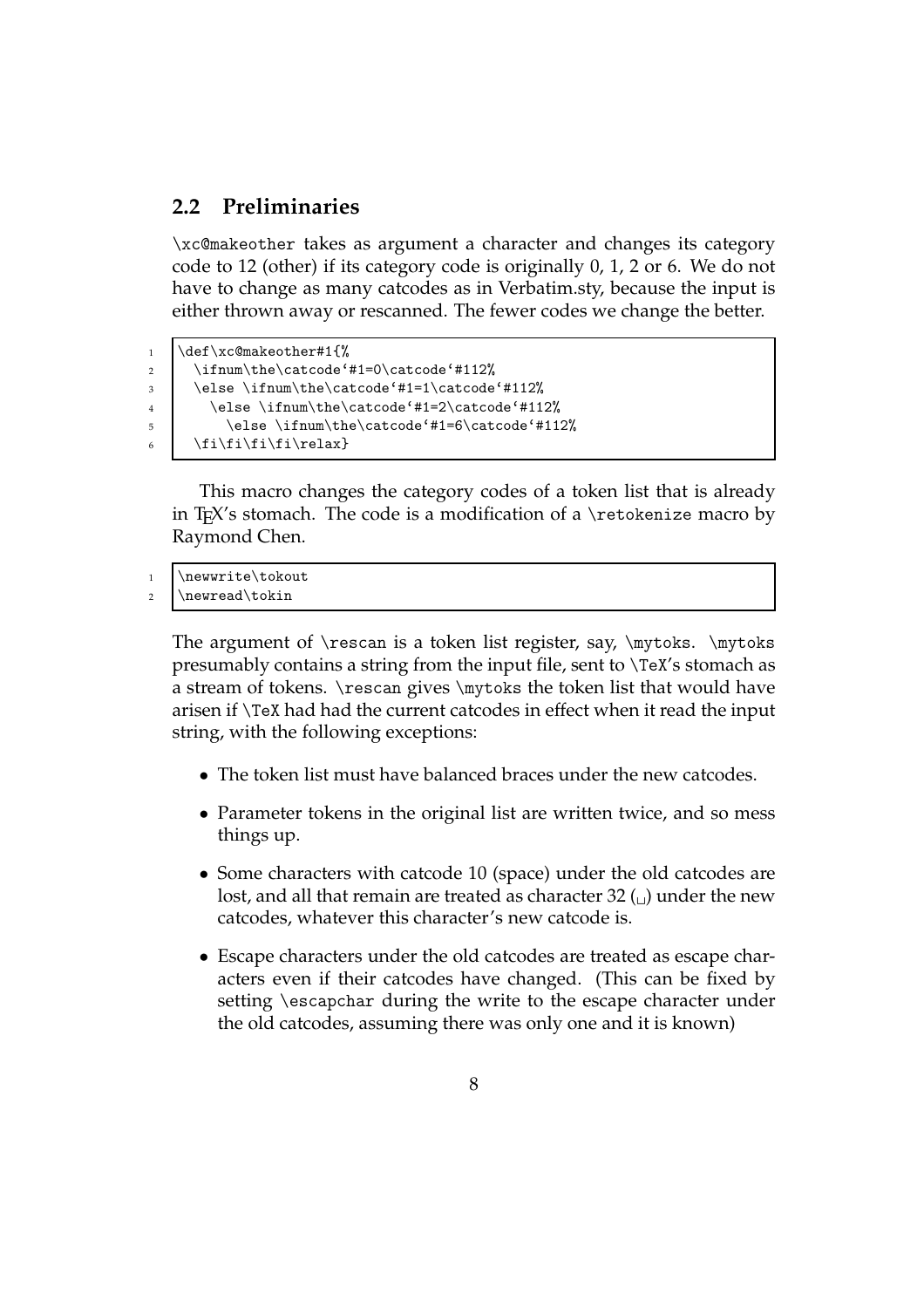## 2.2 Preliminaries

\xc@makeother takes as argument a character and changes its category code to 12 (other) if its category code is originally 0, 1, 2 or 6. We do not have to change as many catcodes as in Verbatim.sty, because the input is either thrown away or rescanned. The fewer codes we change the better.

```
\def\xc@makeother#1{%
  \ifnum\the\catcode`#1=0\catcode`#112%
  \else \ifnum\the\catcode`#1=1\catcode`#112%
    \else \ifnum\the\catcode`#1=2\catcode`#112%
      \else \ifnum\the\catcode`#1=6\catcode`#112%
  \fi\fi\fi\fi\relax}
```

This macro changes the category codes of a token list that is already in TEX's stomach. The code is a modification of a \retokenize macro by Raymond Chen.

```
\newwrite\tokout
\newread\tokin
```

The argument of \rescan is a token list register, say, \mytoks. \mytoks presumably contains a string from the input file, sent to \TeX's stomach as a stream of tokens. \rescan gives \mytoks the token list that would have arisen if \TeX had had the current catcodes in effect when it read the input string, with the following exceptions:

- The token list must have balanced braces under the new catcodes.
- Parameter tokens in the original list are written twice, and so mess things up.
- Some characters with catcode 10 (space) under the old catcodes are lost, and all that remain are treated as character 32 (␣) under the new catcodes, whatever this character's new catcode is.
- Escape characters under the old catcodes are treated as escape characters even if their catcodes have changed. (This can be fixed by setting \escapchar during the write to the escape character under the old catcodes, assuming there was only one and it is known)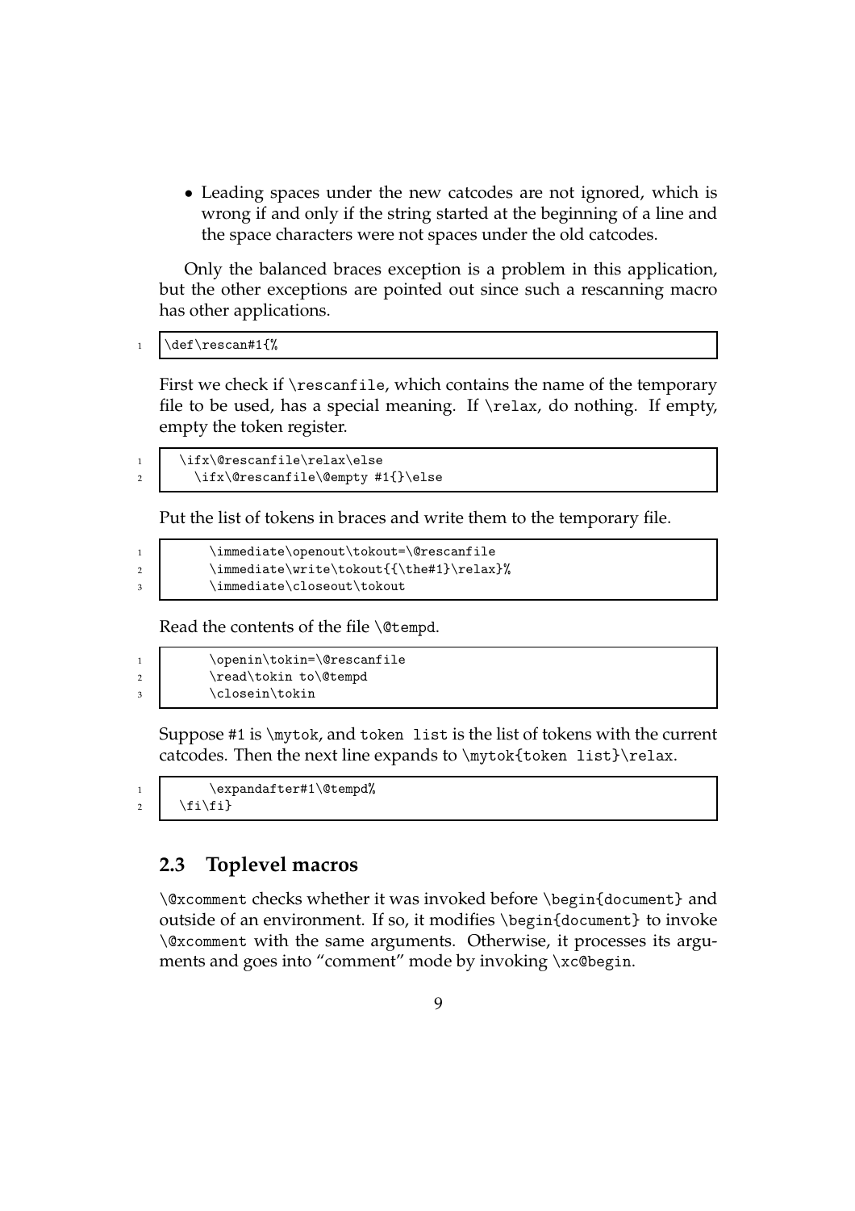- Leading spaces under the new catcodes are not ignored, which is wrong if and only if the string started at the beginning of a line and the space characters were not spaces under the old catcodes.

Only the balanced braces exception is a problem in this application, but the other exceptions are pointed out since such a rescanning macro has other applications.

```
\def\rescan#1{%
```

First we check if `\rescanfile`, which contains the name of the temporary file to be used, has a special meaning. If `\relax`, do nothing. If empty, empty the token register.

```
  \ifx\@rescanfile\relax\else
    \ifx\@rescanfile\@empty #1{}\else
```

Put the list of tokens in braces and write them to the temporary file.

```
      \immediate\openout\tokout=\@rescanfile
      \immediate\write\tokout{{\the#1}\relax}%
      \immediate\closeout\tokout
```

Read the contents of the file `\@tempd`.

```
      \openin\tokin=\@rescanfile
      \read\tokin to\@tempd
      \closein\tokin
```

Suppose `#1` is `\mytok`, and `token list` is the list of tokens with the current catcodes. Then the next line expands to `\mytok{token list}\relax`.

```
      \expandafter#1\@tempd%
  \fi\fi}
```

## 2.3 Toplevel macros

`\@xcomment` checks whether it was invoked before `\begin{document}` and outside of an environment. If so, it modifies `\begin{document}` to invoke `\@xcomment` with the same arguments. Otherwise, it processes its arguments and goes into "comment" mode by invoking `\xc@begin`.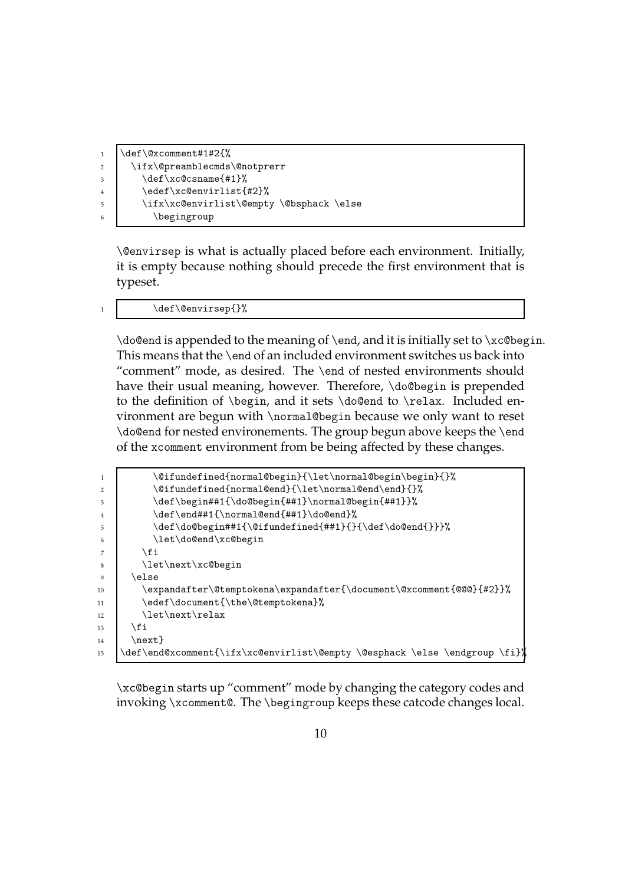```
\def\@xcomment#1#2{%
  \ifx\@preamblecmds\@notprerr
    \def\xc@csname{#1}%
    \edef\xc@envirlist{#2}%
    \ifx\xc@envirlist\@empty \@bsphack \else
      \begingroup
```

\@envirsep is what is actually placed before each environment. Initially, it is empty because nothing should precede the first environment that is typeset.

```
        \def\@envirsep{}%
```

\do@end is appended to the meaning of \end, and it is initially set to \xc@begin. This means that the \end of an included environment switches us back into "comment" mode, as desired. The \end of nested environments should have their usual meaning, however. Therefore, \do@begin is prepended to the definition of \begin, and it sets \do@end to \relax. Included environment are begun with \normal@begin because we only want to reset \do@end for nested environements. The group begun above keeps the \end of the xcomment environment from be being affected by these changes.

```
        \@ifundefined{normal@begin}{\let\normal@begin\begin}{}%
        \@ifundefined{normal@end}{\let\normal@end\end}{}%
        \def\begin##1{\do@begin{##1}\normal@begin{##1}}%
        \def\end##1{\normal@end{##1}\do@end}%
        \def\do@begin##1{\@ifundefined{##1}{}{\def\do@end{}}}%
        \let\do@end\xc@begin
      \fi
      \let\next\xc@begin
  \else
      \expandafter\@temptokena\expandafter{\document\@xcomment{@@@}{#2}}%
      \edef\document{\the\@temptokena}%
      \let\next\relax
  \fi
  \next}
\def\end@xcomment{\ifx\xc@envirlist\@empty \@esphack \else \endgroup \fi}%
```

\xc@begin starts up "comment" mode by changing the category codes and invoking \xcomment@. The \begingroup keeps these catcode changes local.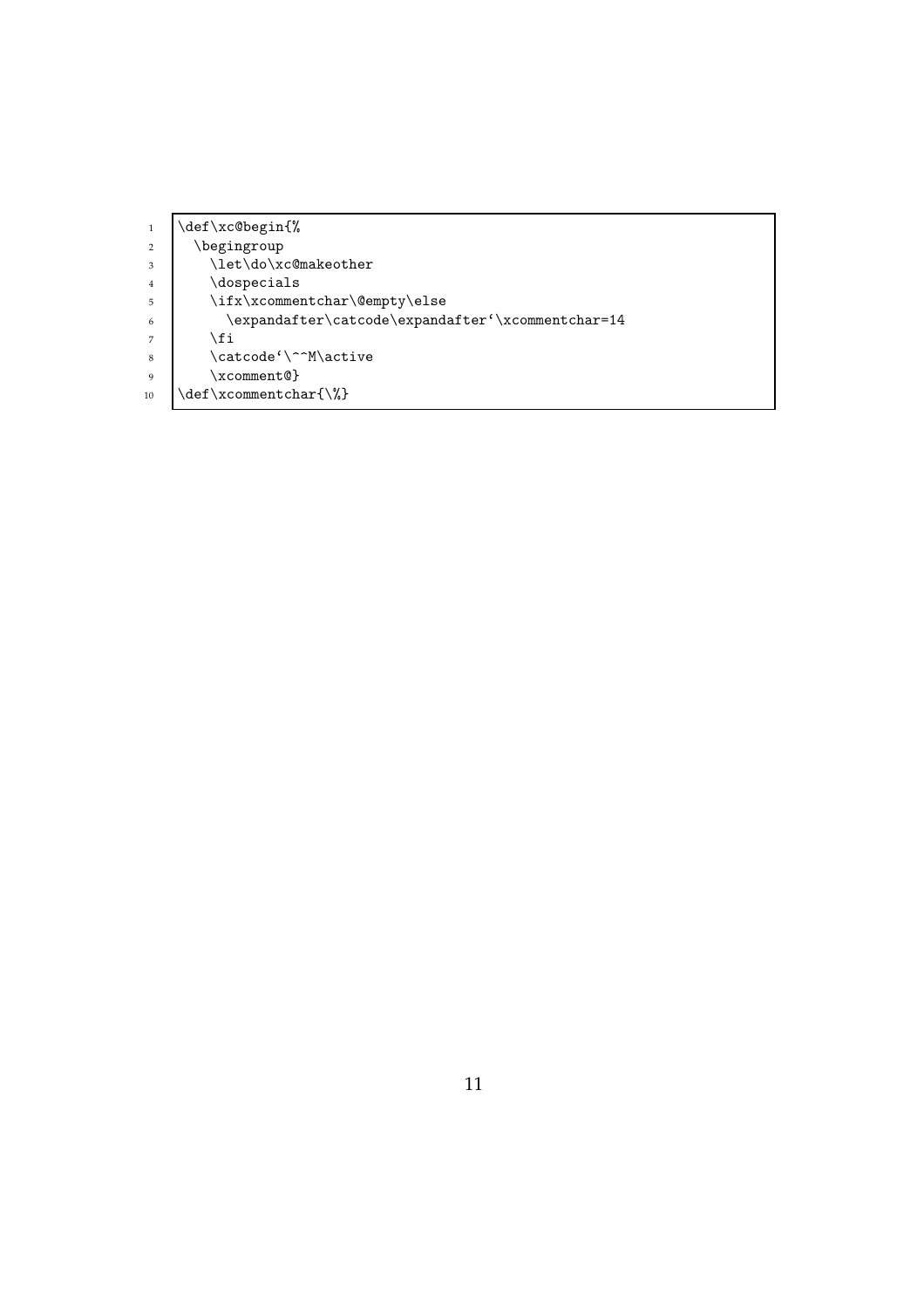```
\def\xc@begin{%
  \begingroup
    \let\do\xc@makeother
    \dospecials
    \ifx\xcommentchar\@empty\else
      \expandafter\catcode\expandafter`\xcommentchar=14
    \fi
    \catcode`\^^M\active
    \xcomment@}
\def\xcommentchar{\%}
```